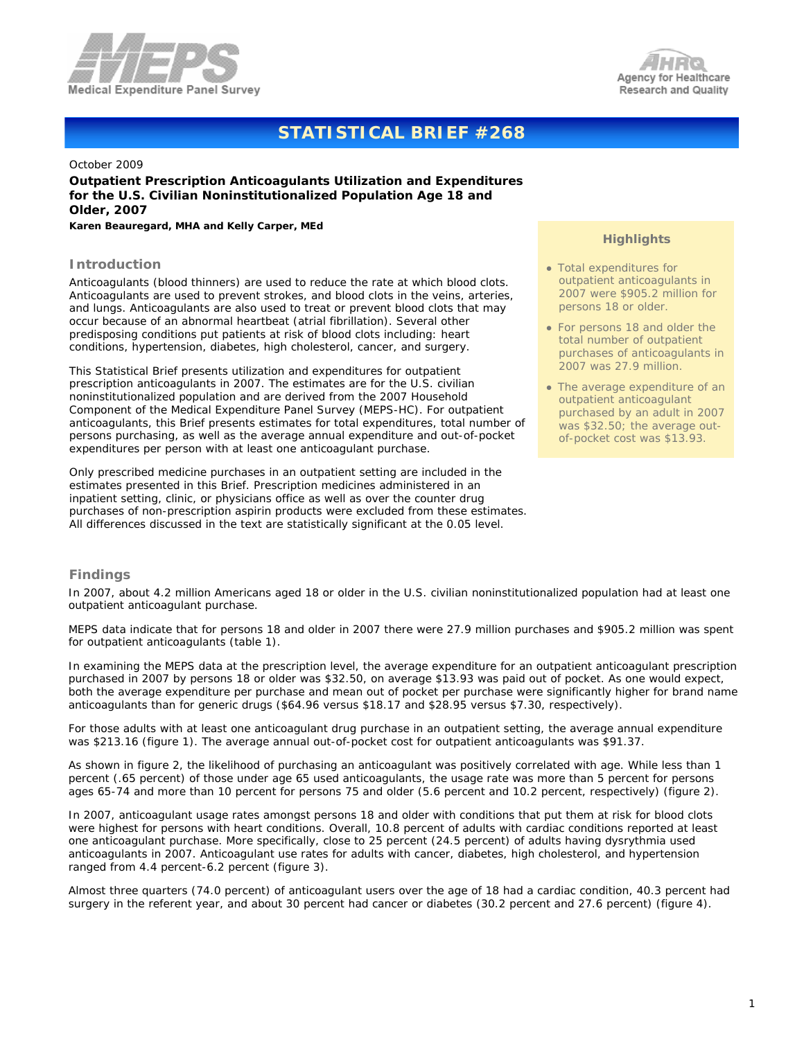Medical Expenditure Panel Survey

Agency for Healthcare Research and Quality

# STATISTICAL BRIEF #268

October 2009

**Outpatient Prescription Anticoagulants Utilization and Expenditures for the U.S. Civilian Noninstitutionalized Population Age 18 and Older, 2007**

**Karen Beauregard, MHA and Kelly Carper, MEd**

## Highlights

- Total expenditures for outpatient anticoagulants in 2007 were $905.2 million for persons 18 or older.
- For persons 18 and older the total number of outpatient purchases of anticoagulants in 2007 was 27.9 million.
- The average expenditure of an outpatient anticoagulant purchased by an adult in 2007 was $32.50; the average out-of-pocket cost was $13.93.

## Introduction

Anticoagulants (blood thinners) are used to reduce the rate at which blood clots. Anticoagulants are used to prevent strokes, and blood clots in the veins, arteries, and lungs. Anticoagulants are also used to treat or prevent blood clots that may occur because of an abnormal heartbeat (atrial fibrillation). Several other predisposing conditions put patients at risk of blood clots including: heart conditions, hypertension, diabetes, high cholesterol, cancer, and surgery.

This Statistical Brief presents utilization and expenditures for outpatient prescription anticoagulants in 2007. The estimates are for the U.S. civilian noninstitutionalized population and are derived from the 2007 Household Component of the Medical Expenditure Panel Survey (MEPS-HC). For outpatient anticoagulants, this Brief presents estimates for total expenditures, total number of persons purchasing, as well as the average annual expenditure and out-of-pocket expenditures per person with at least one anticoagulant purchase.

Only prescribed medicine purchases in an outpatient setting are included in the estimates presented in this Brief. Prescription medicines administered in an inpatient setting, clinic, or physicians office as well as over the counter drug purchases of non-prescription aspirin products were excluded from these estimates. All differences discussed in the text are statistically significant at the 0.05 level.

## Findings

In 2007, about 4.2 million Americans aged 18 or older in the U.S. civilian noninstitutionalized population had at least one outpatient anticoagulant purchase.

MEPS data indicate that for persons 18 and older in 2007 there were 27.9 million purchases and $905.2 million was spent for outpatient anticoagulants (table 1).

In examining the MEPS data at the prescription level, the average expenditure for an outpatient anticoagulant prescription purchased in 2007 by persons 18 or older was $32.50, on average $13.93 was paid out of pocket. As one would expect, both the average expenditure per purchase and mean out of pocket per purchase were significantly higher for brand name anticoagulants than for generic drugs ($64.96 versus $18.17 and $28.95 versus $7.30, respectively).

For those adults with at least one anticoagulant drug purchase in an outpatient setting, the average annual expenditure was $213.16 (figure 1). The average annual out-of-pocket cost for outpatient anticoagulants was $91.37.

As shown in figure 2, the likelihood of purchasing an anticoagulant was positively correlated with age. While less than 1 percent (.65 percent) of those under age 65 used anticoagulants, the usage rate was more than 5 percent for persons ages 65-74 and more than 10 percent for persons 75 and older (5.6 percent and 10.2 percent, respectively) (figure 2).

In 2007, anticoagulant usage rates amongst persons 18 and older with conditions that put them at risk for blood clots were highest for persons with heart conditions. Overall, 10.8 percent of adults with cardiac conditions reported at least one anticoagulant purchase. More specifically, close to 25 percent (24.5 percent) of adults having dysrythmia used anticoagulants in 2007. Anticoagulant use rates for adults with cancer, diabetes, high cholesterol, and hypertension ranged from 4.4 percent-6.2 percent (figure 3).

Almost three quarters (74.0 percent) of anticoagulant users over the age of 18 had a cardiac condition, 40.3 percent had surgery in the referent year, and about 30 percent had cancer or diabetes (30.2 percent and 27.6 percent) (figure 4).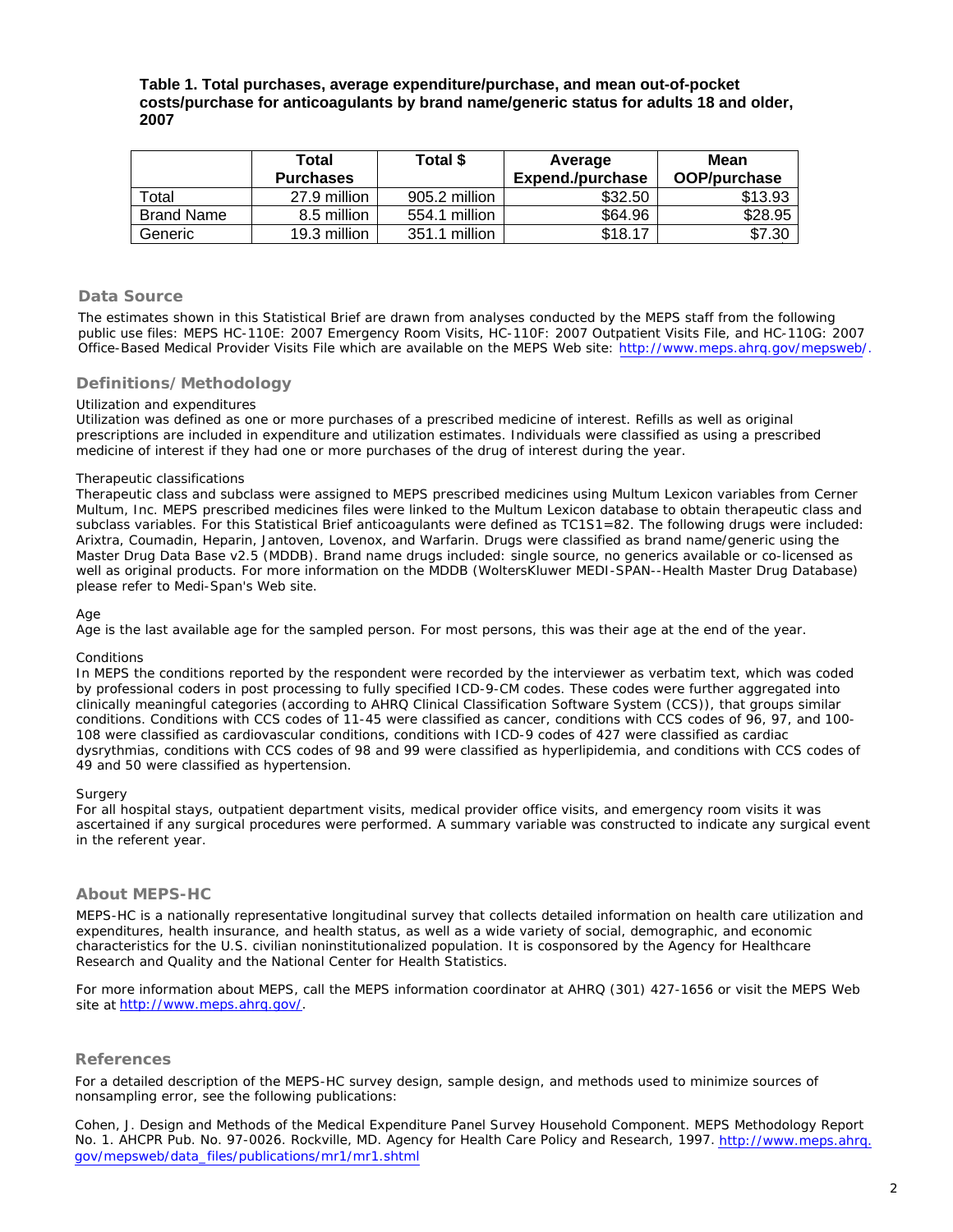**Table 1. Total purchases, average expenditure/purchase, and mean out-of-pocket costs/purchase for anticoagulants by brand name/generic status for adults 18 and older, 2007**

| | Total Purchases | Total $ | Average Expend./purchase | Mean OOP/purchase |
|---|---|---|---|---|
| Total | 27.9 million | 905.2 million | $32.50 | $13.93 |
| Brand Name | 8.5 million | 554.1 million | $64.96 | $28.95 |
| Generic | 19.3 million | 351.1 million | $18.17 | $7.30 |

## Data Source

The estimates shown in this Statistical Brief are drawn from analyses conducted by the MEPS staff from the following public use files: MEPS HC-110E: 2007 Emergency Room Visits, HC-110F: 2007 Outpatient Visits File, and HC-110G: 2007 Office-Based Medical Provider Visits File which are available on the MEPS Web site: http://www.meps.ahrq.gov/mepsweb/.

## Definitions/Methodology

Utilization and expenditures

Utilization was defined as one or more purchases of a prescribed medicine of interest. Refills as well as original prescriptions are included in expenditure and utilization estimates. Individuals were classified as using a prescribed medicine of interest if they had one or more purchases of the drug of interest during the year.

Therapeutic classifications

Therapeutic class and subclass were assigned to MEPS prescribed medicines using Multum Lexicon variables from Cerner Multum, Inc. MEPS prescribed medicines files were linked to the Multum Lexicon database to obtain therapeutic class and subclass variables. For this Statistical Brief anticoagulants were defined as TC1S1=82. The following drugs were included: Arixtra, Coumadin, Heparin, Jantoven, Lovenox, and Warfarin. Drugs were classified as brand name/generic using the Master Drug Data Base v2.5 (MDDB). Brand name drugs included: single source, no generics available or co-licensed as well as original products. For more information on the MDDB (WoltersKluwer MEDI-SPAN--Health Master Drug Database) please refer to Medi-Span's Web site.

Age

Age is the last available age for the sampled person. For most persons, this was their age at the end of the year.

Conditions

In MEPS the conditions reported by the respondent were recorded by the interviewer as verbatim text, which was coded by professional coders in post processing to fully specified ICD-9-CM codes. These codes were further aggregated into clinically meaningful categories (according to AHRQ Clinical Classification Software System (CCS)), that groups similar conditions. Conditions with CCS codes of 11-45 were classified as cancer, conditions with CCS codes of 96, 97, and 100-108 were classified as cardiovascular conditions, conditions with ICD-9 codes of 427 were classified as cardiac dysrythmias, conditions with CCS codes of 98 and 99 were classified as hyperlipidemia, and conditions with CCS codes of 49 and 50 were classified as hypertension.

Surgery

For all hospital stays, outpatient department visits, medical provider office visits, and emergency room visits it was ascertained if any surgical procedures were performed. A summary variable was constructed to indicate any surgical event in the referent year.

## About MEPS-HC

MEPS-HC is a nationally representative longitudinal survey that collects detailed information on health care utilization and expenditures, health insurance, and health status, as well as a wide variety of social, demographic, and economic characteristics for the U.S. civilian noninstitutionalized population. It is cosponsored by the Agency for Healthcare Research and Quality and the National Center for Health Statistics.

For more information about MEPS, call the MEPS information coordinator at AHRQ (301) 427-1656 or visit the MEPS Web site at http://www.meps.ahrq.gov/.

## References

For a detailed description of the MEPS-HC survey design, sample design, and methods used to minimize sources of nonsampling error, see the following publications:

Cohen, J. Design and Methods of the Medical Expenditure Panel Survey Household Component. MEPS Methodology Report No. 1. AHCPR Pub. No. 97-0026. Rockville, MD. Agency for Health Care Policy and Research, 1997. http://www.meps.ahrq.gov/mepsweb/data_files/publications/mr1/mr1.shtml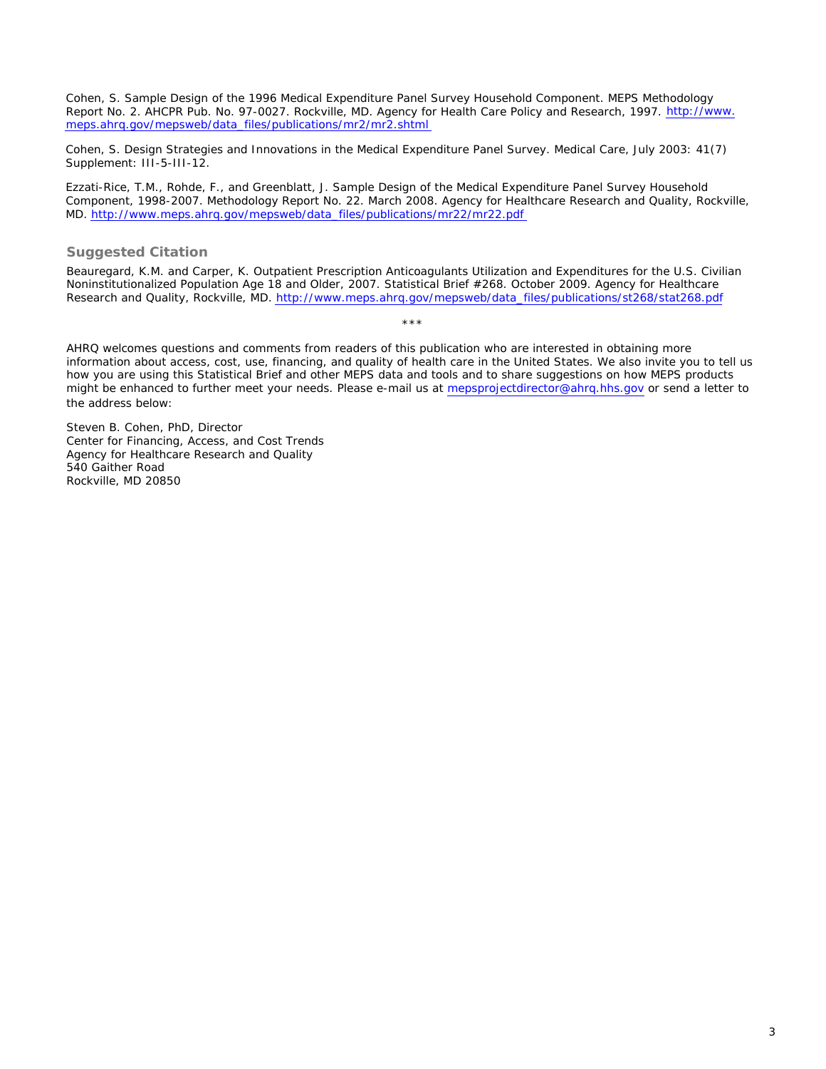Cohen, S. Sample Design of the 1996 Medical Expenditure Panel Survey Household Component. MEPS Methodology Report No. 2. AHCPR Pub. No. 97-0027. Rockville, MD. Agency for Health Care Policy and Research, 1997. http://www.meps.ahrq.gov/mepsweb/data_files/publications/mr2/mr2.shtml

Cohen, S. Design Strategies and Innovations in the Medical Expenditure Panel Survey. Medical Care, July 2003: 41(7) Supplement: III-5-III-12.

Ezzati-Rice, T.M., Rohde, F., and Greenblatt, J. Sample Design of the Medical Expenditure Panel Survey Household Component, 1998-2007. Methodology Report No. 22. March 2008. Agency for Healthcare Research and Quality, Rockville, MD. http://www.meps.ahrq.gov/mepsweb/data_files/publications/mr22/mr22.pdf

### Suggested Citation

Beauregard, K.M. and Carper, K. Outpatient Prescription Anticoagulants Utilization and Expenditures for the U.S. Civilian Noninstitutionalized Population Age 18 and Older, 2007. Statistical Brief #268. October 2009. Agency for Healthcare Research and Quality, Rockville, MD. http://www.meps.ahrq.gov/mepsweb/data_files/publications/st268/stat268.pdf

***

AHRQ welcomes questions and comments from readers of this publication who are interested in obtaining more information about access, cost, use, financing, and quality of health care in the United States. We also invite you to tell us how you are using this Statistical Brief and other MEPS data and tools and to share suggestions on how MEPS products might be enhanced to further meet your needs. Please e-mail us at mepsprojectdirector@ahrq.hhs.gov or send a letter to the address below:

Steven B. Cohen, PhD, Director
Center for Financing, Access, and Cost Trends
Agency for Healthcare Research and Quality
540 Gaither Road
Rockville, MD 20850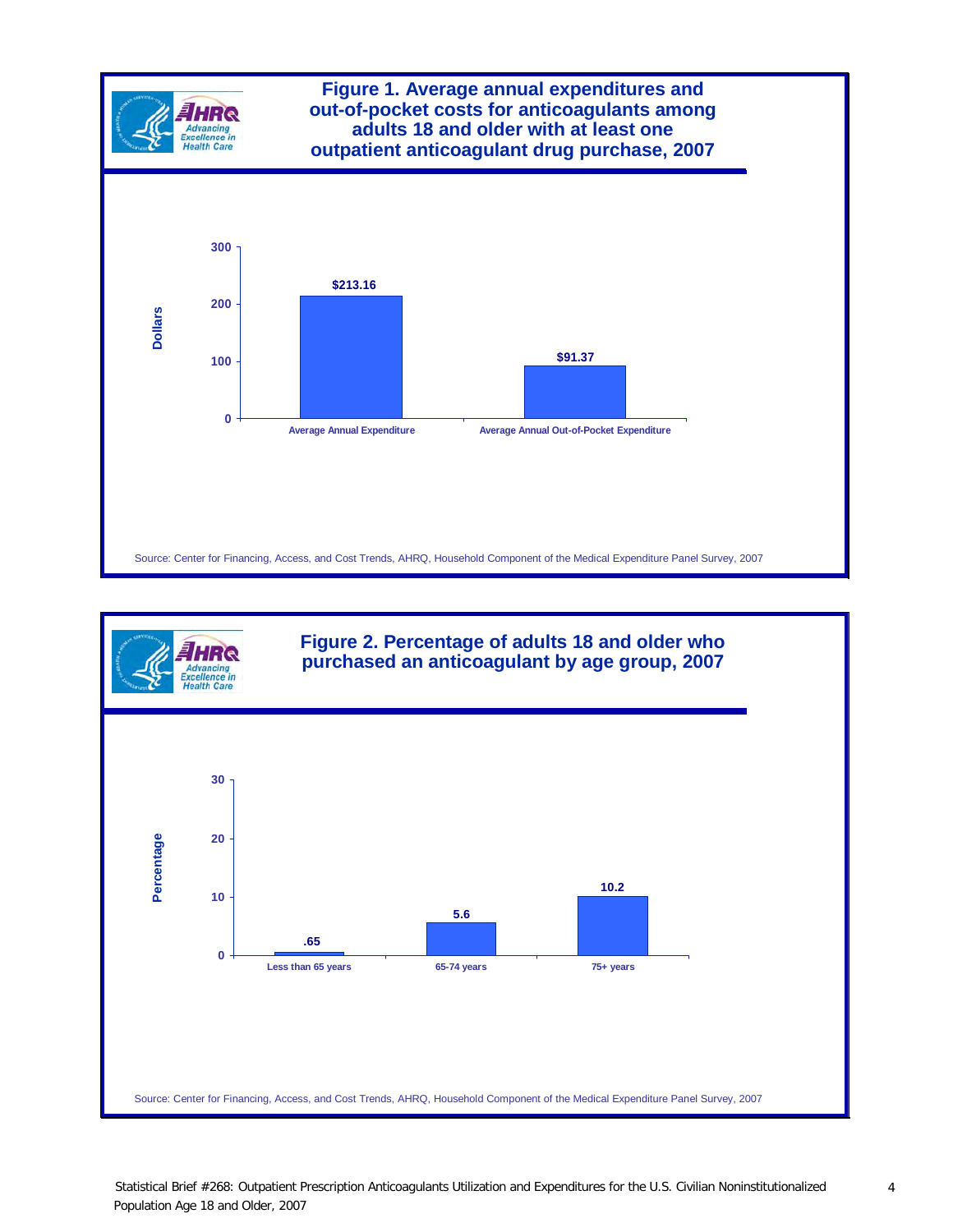**Figure 1. Average annual expenditures and out-of-pocket costs for anticoagulants among adults 18 and older with at least one outpatient anticoagulant drug purchase, 2007**

Dollars

300
200
100
0

$213.16
$91.37

Average Annual Expenditure
Average Annual Out-of-Pocket Expenditure

Source: Center for Financing, Access, and Cost Trends, AHRQ, Household Component of the Medical Expenditure Panel Survey, 2007

**Figure 2. Percentage of adults 18 and older who purchased an anticoagulant by age group, 2007**

Percentage

30
20
10
0

.65
5.6
10.2

Less than 65 years
65-74 years
75+ years

Source: Center for Financing, Access, and Cost Trends, AHRQ, Household Component of the Medical Expenditure Panel Survey, 2007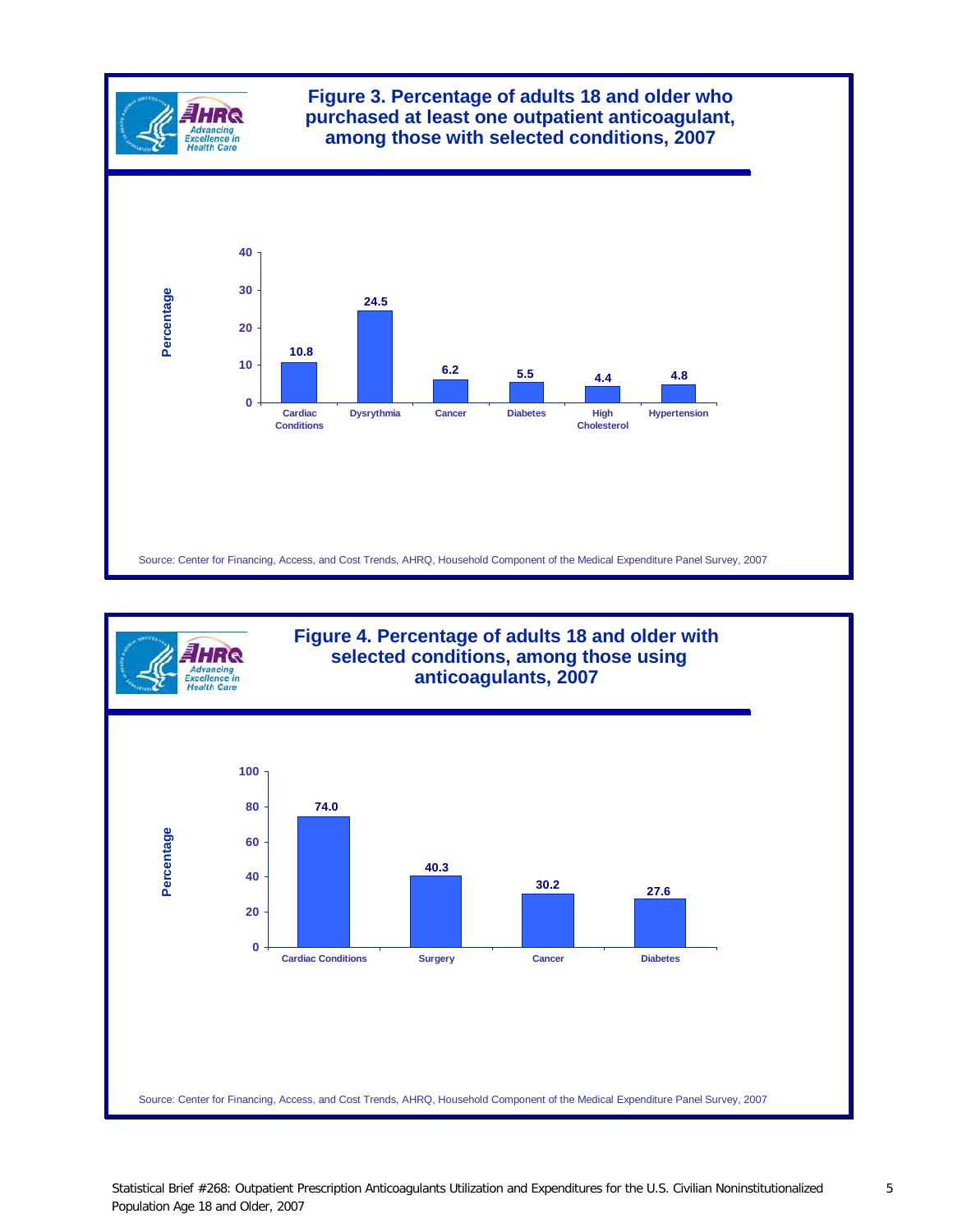AHRQ
Advancing Excellence in Health Care

**Figure 3. Percentage of adults 18 and older who purchased at least one outpatient anticoagulant, among those with selected conditions, 2007**

Percentage

40
30
20
10
0

10.8
24.5
6.2
5.5
4.4
4.8

Cardiac Conditions
Dysrythmia
Cancer
Diabetes
High Cholesterol
Hypertension

Source: Center for Financing, Access, and Cost Trends, AHRQ, Household Component of the Medical Expenditure Panel Survey, 2007

AHRQ
Advancing Excellence in Health Care

**Figure 4. Percentage of adults 18 and older with selected conditions, among those using anticoagulants, 2007**

Percentage

100
80
60
40
20
0

74.0
40.3
30.2
27.6

Cardiac Conditions
Surgery
Cancer
Diabetes

Source: Center for Financing, Access, and Cost Trends, AHRQ, Household Component of the Medical Expenditure Panel Survey, 2007